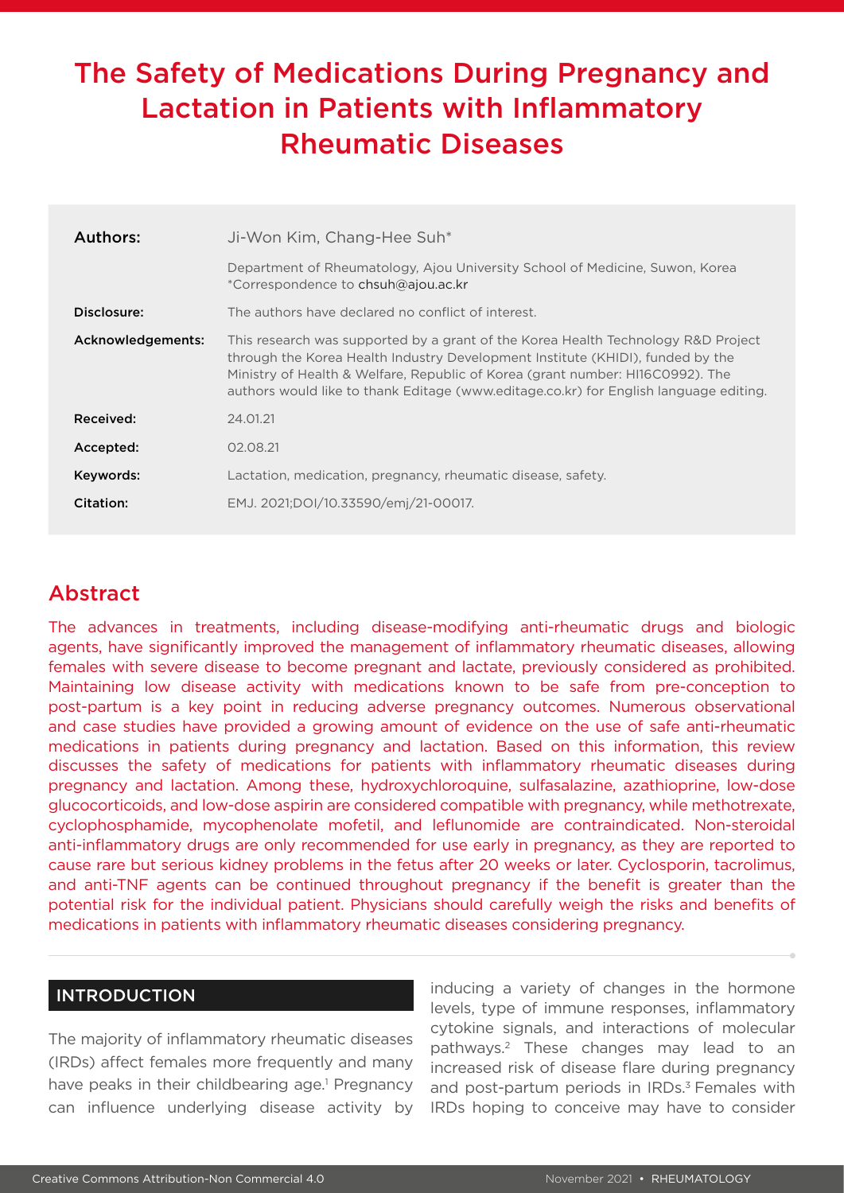# The Safety of Medications During Pregnancy and Lactation in Patients with Inflammatory Rheumatic Diseases

| | |
|---|---|
| **Authors:** | Ji-Won Kim, Chang-Hee Suh* <br> Department of Rheumatology, Ajou University School of Medicine, Suwon, Korea <br> *Correspondence to chsuh@ajou.ac.kr |
| **Disclosure:** | The authors have declared no conflict of interest. |
| **Acknowledgements:** | This research was supported by a grant of the Korea Health Technology R&D Project through the Korea Health Industry Development Institute (KHIDI), funded by the Ministry of Health & Welfare, Republic of Korea (grant number: HI16C0992). The authors would like to thank Editage (www.editage.co.kr) for English language editing. |
| **Received:** | 24.01.21 |
| **Accepted:** | 02.08.21 |
| **Keywords:** | Lactation, medication, pregnancy, rheumatic disease, safety. |
| **Citation:** | EMJ. 2021;DOI/10.33590/emj/21-00017. |

## Abstract

The advances in treatments, including disease-modifying anti-rheumatic drugs and biologic agents, have significantly improved the management of inflammatory rheumatic diseases, allowing females with severe disease to become pregnant and lactate, previously considered as prohibited. Maintaining low disease activity with medications known to be safe from pre-conception to post-partum is a key point in reducing adverse pregnancy outcomes. Numerous observational and case studies have provided a growing amount of evidence on the use of safe anti-rheumatic medications in patients during pregnancy and lactation. Based on this information, this review discusses the safety of medications for patients with inflammatory rheumatic diseases during pregnancy and lactation. Among these, hydroxychloroquine, sulfasalazine, azathioprine, low-dose glucocorticoids, and low-dose aspirin are considered compatible with pregnancy, while methotrexate, cyclophosphamide, mycophenolate mofetil, and leflunomide are contraindicated. Non-steroidal anti-inflammatory drugs are only recommended for use early in pregnancy, as they are reported to cause rare but serious kidney problems in the fetus after 20 weeks or later. Cyclosporin, tacrolimus, and anti-TNF agents can be continued throughout pregnancy if the benefit is greater than the potential risk for the individual patient. Physicians should carefully weigh the risks and benefits of medications in patients with inflammatory rheumatic diseases considering pregnancy.

## INTRODUCTION

The majority of inflammatory rheumatic diseases (IRDs) affect females more frequently and many have peaks in their childbearing age.[1] Pregnancy can influence underlying disease activity by inducing a variety of changes in the hormone levels, type of immune responses, inflammatory cytokine signals, and interactions of molecular pathways.[2] These changes may lead to an increased risk of disease flare during pregnancy and post-partum periods in IRDs.[3] Females with IRDs hoping to conceive may have to consider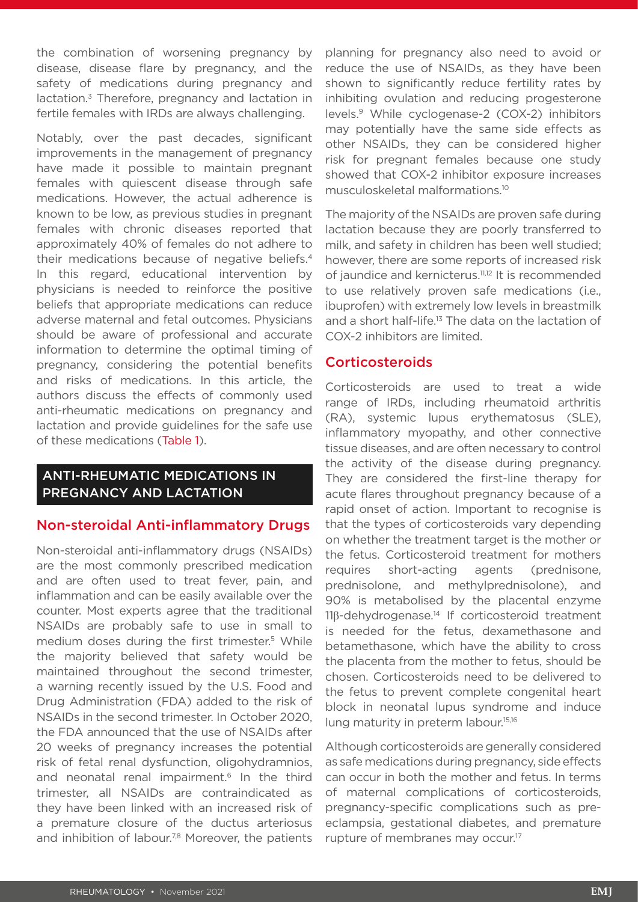the combination of worsening pregnancy by disease, disease flare by pregnancy, and the safety of medications during pregnancy and lactation.[3] Therefore, pregnancy and lactation in fertile females with IRDs are always challenging.

Notably, over the past decades, significant improvements in the management of pregnancy have made it possible to maintain pregnant females with quiescent disease through safe medications. However, the actual adherence is known to be low, as previous studies in pregnant females with chronic diseases reported that approximately 40% of females do not adhere to their medications because of negative beliefs.[4] In this regard, educational intervention by physicians is needed to reinforce the positive beliefs that appropriate medications can reduce adverse maternal and fetal outcomes. Physicians should be aware of professional and accurate information to determine the optimal timing of pregnancy, considering the potential benefits and risks of medications. In this article, the authors discuss the effects of commonly used anti-rheumatic medications on pregnancy and lactation and provide guidelines for the safe use of these medications (Table 1).

## ANTI-RHEUMATIC MEDICATIONS IN PREGNANCY AND LACTATION

### Non-steroidal Anti-inflammatory Drugs

Non-steroidal anti-inflammatory drugs (NSAIDs) are the most commonly prescribed medication and are often used to treat fever, pain, and inflammation and can be easily available over the counter. Most experts agree that the traditional NSAIDs are probably safe to use in small to medium doses during the first trimester.[5] While the majority believed that safety would be maintained throughout the second trimester, a warning recently issued by the U.S. Food and Drug Administration (FDA) added to the risk of NSAIDs in the second trimester. In October 2020, the FDA announced that the use of NSAIDs after 20 weeks of pregnancy increases the potential risk of fetal renal dysfunction, oligohydramnios, and neonatal renal impairment.[6] In the third trimester, all NSAIDs are contraindicated as they have been linked with an increased risk of a premature closure of the ductus arteriosus and inhibition of labour.[7,8] Moreover, the patients planning for pregnancy also need to avoid or reduce the use of NSAIDs, as they have been shown to significantly reduce fertility rates by inhibiting ovulation and reducing progesterone levels.[9] While cyclogenase-2 (COX-2) inhibitors may potentially have the same side effects as other NSAIDs, they can be considered higher risk for pregnant females because one study showed that COX-2 inhibitor exposure increases musculoskeletal malformations.[10]

The majority of the NSAIDs are proven safe during lactation because they are poorly transferred to milk, and safety in children has been well studied; however, there are some reports of increased risk of jaundice and kernicterus.[11,12] It is recommended to use relatively proven safe medications (i.e., ibuprofen) with extremely low levels in breastmilk and a short half-life.[13] The data on the lactation of COX-2 inhibitors are limited.

### Corticosteroids

Corticosteroids are used to treat a wide range of IRDs, including rheumatoid arthritis (RA), systemic lupus erythematosus (SLE), inflammatory myopathy, and other connective tissue diseases, and are often necessary to control the activity of the disease during pregnancy. They are considered the first-line therapy for acute flares throughout pregnancy because of a rapid onset of action. Important to recognise is that the types of corticosteroids vary depending on whether the treatment target is the mother or the fetus. Corticosteroid treatment for mothers requires short-acting agents (prednisone, prednisolone, and methylprednisolone), and 90% is metabolised by the placental enzyme 11β-dehydrogenase.[14] If corticosteroid treatment is needed for the fetus, dexamethasone and betamethasone, which have the ability to cross the placenta from the mother to fetus, should be chosen. Corticosteroids need to be delivered to the fetus to prevent complete congenital heart block in neonatal lupus syndrome and induce lung maturity in preterm labour.[15,16]

Although corticosteroids are generally considered as safe medications during pregnancy, side effects can occur in both the mother and fetus. In terms of maternal complications of corticosteroids, pregnancy-specific complications such as pre-eclampsia, gestational diabetes, and premature rupture of membranes may occur.[17]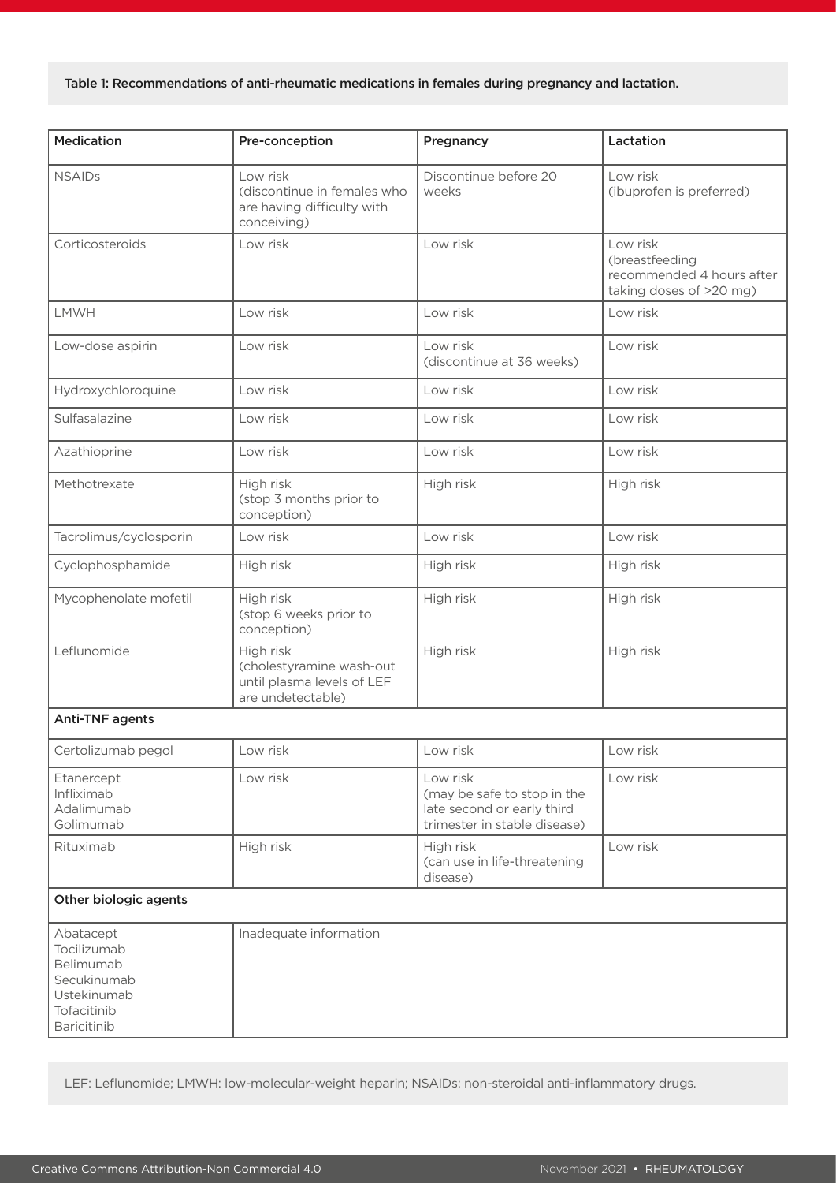Table 1: Recommendations of anti-rheumatic medications in females during pregnancy and lactation.

| Medication | Pre-conception | Pregnancy | Lactation |
|---|---|---|---|
| NSAIDs | Low risk (discontinue in females who are having difficulty with conceiving) | Discontinue before 20 weeks | Low risk (ibuprofen is preferred) |
| Corticosteroids | Low risk | Low risk | Low risk (breastfeeding recommended 4 hours after taking doses of >20 mg) |
| LMWH | Low risk | Low risk | Low risk |
| Low-dose aspirin | Low risk | Low risk (discontinue at 36 weeks) | Low risk |
| Hydroxychloroquine | Low risk | Low risk | Low risk |
| Sulfasalazine | Low risk | Low risk | Low risk |
| Azathioprine | Low risk | Low risk | Low risk |
| Methotrexate | High risk (stop 3 months prior to conception) | High risk | High risk |
| Tacrolimus/cyclosporin | Low risk | Low risk | Low risk |
| Cyclophosphamide | High risk | High risk | High risk |
| Mycophenolate mofetil | High risk (stop 6 weeks prior to conception) | High risk | High risk |
| Leflunomide | High risk (cholestyramine wash-out until plasma levels of LEF are undetectable) | High risk | High risk |
| **Anti-TNF agents** | | | |
| Certolizumab pegol | Low risk | Low risk | Low risk |
| Etanercept<br>Infliximab<br>Adalimumab<br>Golimumab | Low risk | Low risk (may be safe to stop in the late second or early third trimester in stable disease) | Low risk |
| Rituximab | High risk | High risk (can use in life-threatening disease) | Low risk |
| **Other biologic agents** | | | |
| Abatacept<br>Tocilizumab<br>Belimumab<br>Secukinumab<br>Ustekinumab<br>Tofacitinib<br>Baricitinib | Inadequate information | | |

LEF: Leflunomide; LMWH: low-molecular-weight heparin; NSAIDs: non-steroidal anti-inflammatory drugs.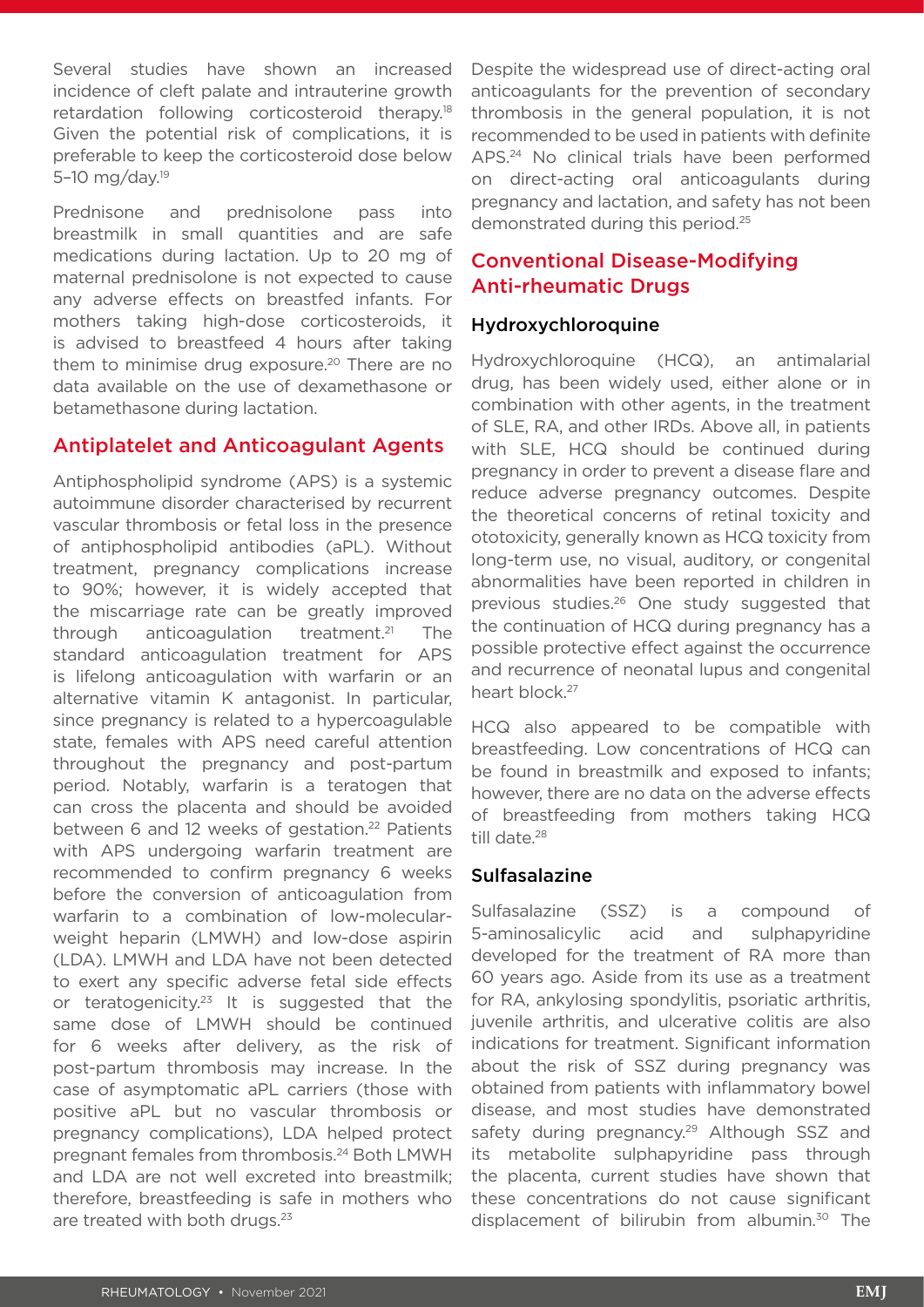Several studies have shown an increased incidence of cleft palate and intrauterine growth retardation following corticosteroid therapy.[18] Given the potential risk of complications, it is preferable to keep the corticosteroid dose below 5–10 mg/day.[19]

Prednisone and prednisolone pass into breastmilk in small quantities and are safe medications during lactation. Up to 20 mg of maternal prednisolone is not expected to cause any adverse effects on breastfed infants. For mothers taking high-dose corticosteroids, it is advised to breastfeed 4 hours after taking them to minimise drug exposure.[20] There are no data available on the use of dexamethasone or betamethasone during lactation.

## Antiplatelet and Anticoagulant Agents

Antiphospholipid syndrome (APS) is a systemic autoimmune disorder characterised by recurrent vascular thrombosis or fetal loss in the presence of antiphospholipid antibodies (aPL). Without treatment, pregnancy complications increase to 90%; however, it is widely accepted that the miscarriage rate can be greatly improved through anticoagulation treatment.[21] The standard anticoagulation treatment for APS is lifelong anticoagulation with warfarin or an alternative vitamin K antagonist. In particular, since pregnancy is related to a hypercoagulable state, females with APS need careful attention throughout the pregnancy and post-partum period. Notably, warfarin is a teratogen that can cross the placenta and should be avoided between 6 and 12 weeks of gestation.[22] Patients with APS undergoing warfarin treatment are recommended to confirm pregnancy 6 weeks before the conversion of anticoagulation from warfarin to a combination of low-molecular-weight heparin (LMWH) and low-dose aspirin (LDA). LMWH and LDA have not been detected to exert any specific adverse fetal side effects or teratogenicity.[23] It is suggested that the same dose of LMWH should be continued for 6 weeks after delivery, as the risk of post-partum thrombosis may increase. In the case of asymptomatic aPL carriers (those with positive aPL but no vascular thrombosis or pregnancy complications), LDA helped protect pregnant females from thrombosis.[24] Both LMWH and LDA are not well excreted into breastmilk; therefore, breastfeeding is safe in mothers who are treated with both drugs.[23]

Despite the widespread use of direct-acting oral anticoagulants for the prevention of secondary thrombosis in the general population, it is not recommended to be used in patients with definite APS.[24] No clinical trials have been performed on direct-acting oral anticoagulants during pregnancy and lactation, and safety has not been demonstrated during this period.[25]

## Conventional Disease-Modifying Anti-rheumatic Drugs

### Hydroxychloroquine

Hydroxychloroquine (HCQ), an antimalarial drug, has been widely used, either alone or in combination with other agents, in the treatment of SLE, RA, and other IRDs. Above all, in patients with SLE, HCQ should be continued during pregnancy in order to prevent a disease flare and reduce adverse pregnancy outcomes. Despite the theoretical concerns of retinal toxicity and ototoxicity, generally known as HCQ toxicity from long-term use, no visual, auditory, or congenital abnormalities have been reported in children in previous studies.[26] One study suggested that the continuation of HCQ during pregnancy has a possible protective effect against the occurrence and recurrence of neonatal lupus and congenital heart block.[27]

HCQ also appeared to be compatible with breastfeeding. Low concentrations of HCQ can be found in breastmilk and exposed to infants; however, there are no data on the adverse effects of breastfeeding from mothers taking HCQ till date.[28]

### Sulfasalazine

Sulfasalazine (SSZ) is a compound of 5-aminosalicylic acid and sulphapyridine developed for the treatment of RA more than 60 years ago. Aside from its use as a treatment for RA, ankylosing spondylitis, psoriatic arthritis, juvenile arthritis, and ulcerative colitis are also indications for treatment. Significant information about the risk of SSZ during pregnancy was obtained from patients with inflammatory bowel disease, and most studies have demonstrated safety during pregnancy.[29] Although SSZ and its metabolite sulphapyridine pass through the placenta, current studies have shown that these concentrations do not cause significant displacement of bilirubin from albumin.[30] The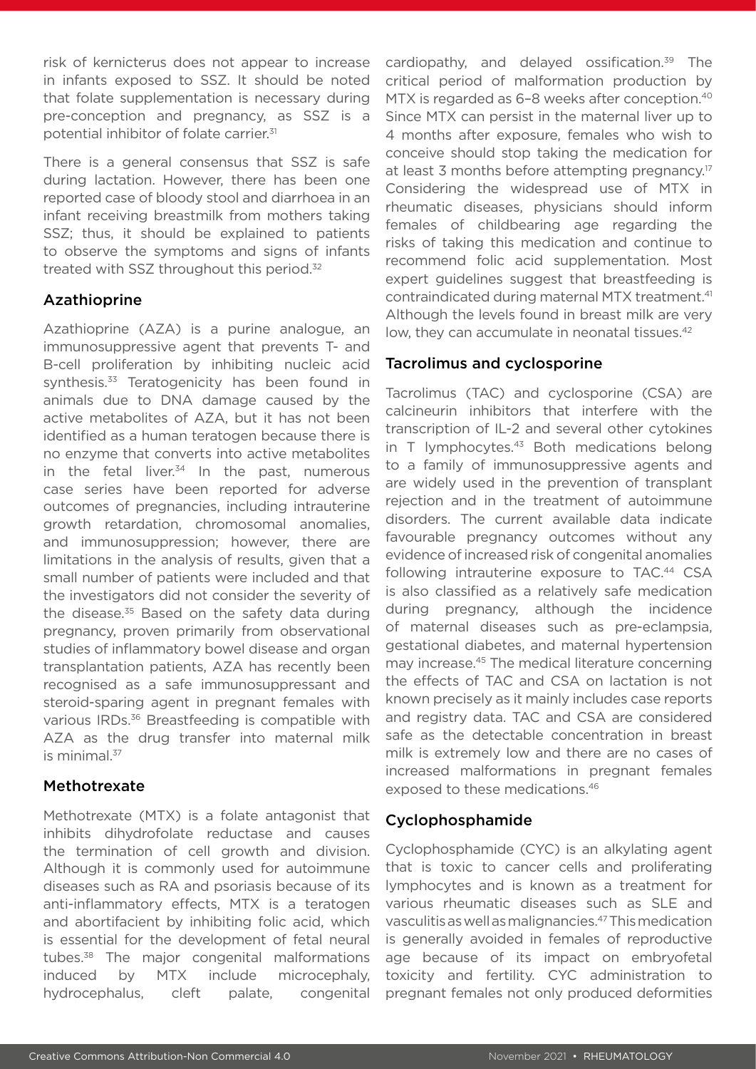risk of kernicterus does not appear to increase in infants exposed to SSZ. It should be noted that folate supplementation is necessary during pre-conception and pregnancy, as SSZ is a potential inhibitor of folate carrier.[31]

There is a general consensus that SSZ is safe during lactation. However, there has been one reported case of bloody stool and diarrhoea in an infant receiving breastmilk from mothers taking SSZ; thus, it should be explained to patients to observe the symptoms and signs of infants treated with SSZ throughout this period.[32]

## Azathioprine

Azathioprine (AZA) is a purine analogue, an immunosuppressive agent that prevents T- and B-cell proliferation by inhibiting nucleic acid synthesis.[33] Teratogenicity has been found in animals due to DNA damage caused by the active metabolites of AZA, but it has not been identified as a human teratogen because there is no enzyme that converts into active metabolites in the fetal liver.[34] In the past, numerous case series have been reported for adverse outcomes of pregnancies, including intrauterine growth retardation, chromosomal anomalies, and immunosuppression; however, there are limitations in the analysis of results, given that a small number of patients were included and that the investigators did not consider the severity of the disease.[35] Based on the safety data during pregnancy, proven primarily from observational studies of inflammatory bowel disease and organ transplantation patients, AZA has recently been recognised as a safe immunosuppressant and steroid-sparing agent in pregnant females with various IRDs.[36] Breastfeeding is compatible with AZA as the drug transfer into maternal milk is minimal.[37]

## Methotrexate

Methotrexate (MTX) is a folate antagonist that inhibits dihydrofolate reductase and causes the termination of cell growth and division. Although it is commonly used for autoimmune diseases such as RA and psoriasis because of its anti-inflammatory effects, MTX is a teratogen and abortifacient by inhibiting folic acid, which is essential for the development of fetal neural tubes.[38] The major congenital malformations induced by MTX include microcephaly, hydrocephalus, cleft palate, congenital cardiopathy, and delayed ossification.[39] The critical period of malformation production by MTX is regarded as 6–8 weeks after conception.[40] Since MTX can persist in the maternal liver up to 4 months after exposure, females who wish to conceive should stop taking the medication for at least 3 months before attempting pregnancy.[17] Considering the widespread use of MTX in rheumatic diseases, physicians should inform females of childbearing age regarding the risks of taking this medication and continue to recommend folic acid supplementation. Most expert guidelines suggest that breastfeeding is contraindicated during maternal MTX treatment.[41] Although the levels found in breast milk are very low, they can accumulate in neonatal tissues.[42]

## Tacrolimus and cyclosporine

Tacrolimus (TAC) and cyclosporine (CSA) are calcineurin inhibitors that interfere with the transcription of IL-2 and several other cytokines in T lymphocytes.[43] Both medications belong to a family of immunosuppressive agents and are widely used in the prevention of transplant rejection and in the treatment of autoimmune disorders. The current available data indicate favourable pregnancy outcomes without any evidence of increased risk of congenital anomalies following intrauterine exposure to TAC.[44] CSA is also classified as a relatively safe medication during pregnancy, although the incidence of maternal diseases such as pre-eclampsia, gestational diabetes, and maternal hypertension may increase.[45] The medical literature concerning the effects of TAC and CSA on lactation is not known precisely as it mainly includes case reports and registry data. TAC and CSA are considered safe as the detectable concentration in breast milk is extremely low and there are no cases of increased malformations in pregnant females exposed to these medications.[46]

## Cyclophosphamide

Cyclophosphamide (CYC) is an alkylating agent that is toxic to cancer cells and proliferating lymphocytes and is known as a treatment for various rheumatic diseases such as SLE and vasculitis as well as malignancies.[47] This medication is generally avoided in females of reproductive age because of its impact on embryofetal toxicity and fertility. CYC administration to pregnant females not only produced deformities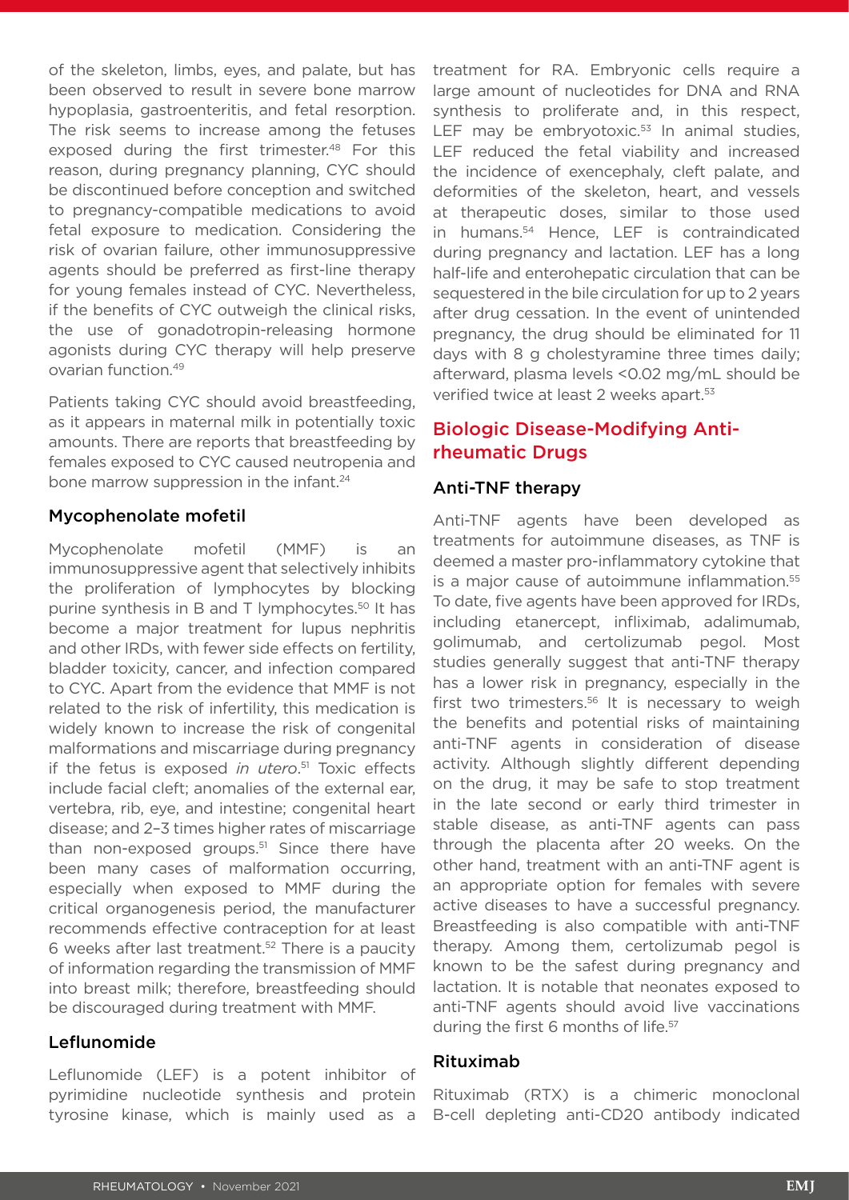of the skeleton, limbs, eyes, and palate, but has been observed to result in severe bone marrow hypoplasia, gastroenteritis, and fetal resorption. The risk seems to increase among the fetuses exposed during the first trimester.[48] For this reason, during pregnancy planning, CYC should be discontinued before conception and switched to pregnancy-compatible medications to avoid fetal exposure to medication. Considering the risk of ovarian failure, other immunosuppressive agents should be preferred as first-line therapy for young females instead of CYC. Nevertheless, if the benefits of CYC outweigh the clinical risks, the use of gonadotropin-releasing hormone agonists during CYC therapy will help preserve ovarian function.[49]

Patients taking CYC should avoid breastfeeding, as it appears in maternal milk in potentially toxic amounts. There are reports that breastfeeding by females exposed to CYC caused neutropenia and bone marrow suppression in the infant.[24]

### Mycophenolate mofetil

Mycophenolate mofetil (MMF) is an immunosuppressive agent that selectively inhibits the proliferation of lymphocytes by blocking purine synthesis in B and T lymphocytes.[50] It has become a major treatment for lupus nephritis and other IRDs, with fewer side effects on fertility, bladder toxicity, cancer, and infection compared to CYC. Apart from the evidence that MMF is not related to the risk of infertility, this medication is widely known to increase the risk of congenital malformations and miscarriage during pregnancy if the fetus is exposed *in utero*.[51] Toxic effects include facial cleft; anomalies of the external ear, vertebra, rib, eye, and intestine; congenital heart disease; and 2–3 times higher rates of miscarriage than non-exposed groups.[51] Since there have been many cases of malformation occurring, especially when exposed to MMF during the critical organogenesis period, the manufacturer recommends effective contraception for at least 6 weeks after last treatment.[52] There is a paucity of information regarding the transmission of MMF into breast milk; therefore, breastfeeding should be discouraged during treatment with MMF.

### Leflunomide

Leflunomide (LEF) is a potent inhibitor of pyrimidine nucleotide synthesis and protein tyrosine kinase, which is mainly used as a treatment for RA. Embryonic cells require a large amount of nucleotides for DNA and RNA synthesis to proliferate and, in this respect, LEF may be embryotoxic.[53] In animal studies, LEF reduced the fetal viability and increased the incidence of exencephaly, cleft palate, and deformities of the skeleton, heart, and vessels at therapeutic doses, similar to those used in humans.[54] Hence, LEF is contraindicated during pregnancy and lactation. LEF has a long half-life and enterohepatic circulation that can be sequestered in the bile circulation for up to 2 years after drug cessation. In the event of unintended pregnancy, the drug should be eliminated for 11 days with 8 g cholestyramine three times daily; afterward, plasma levels <0.02 mg/mL should be verified twice at least 2 weeks apart.[53]

## Biologic Disease-Modifying Anti-rheumatic Drugs

### Anti-TNF therapy

Anti-TNF agents have been developed as treatments for autoimmune diseases, as TNF is deemed a master pro-inflammatory cytokine that is a major cause of autoimmune inflammation.[55] To date, five agents have been approved for IRDs, including etanercept, infliximab, adalimumab, golimumab, and certolizumab pegol. Most studies generally suggest that anti-TNF therapy has a lower risk in pregnancy, especially in the first two trimesters.[56] It is necessary to weigh the benefits and potential risks of maintaining anti-TNF agents in consideration of disease activity. Although slightly different depending on the drug, it may be safe to stop treatment in the late second or early third trimester in stable disease, as anti-TNF agents can pass through the placenta after 20 weeks. On the other hand, treatment with an anti-TNF agent is an appropriate option for females with severe active diseases to have a successful pregnancy. Breastfeeding is also compatible with anti-TNF therapy. Among them, certolizumab pegol is known to be the safest during pregnancy and lactation. It is notable that neonates exposed to anti-TNF agents should avoid live vaccinations during the first 6 months of life.[57]

### Rituximab

Rituximab (RTX) is a chimeric monoclonal B-cell depleting anti-CD20 antibody indicated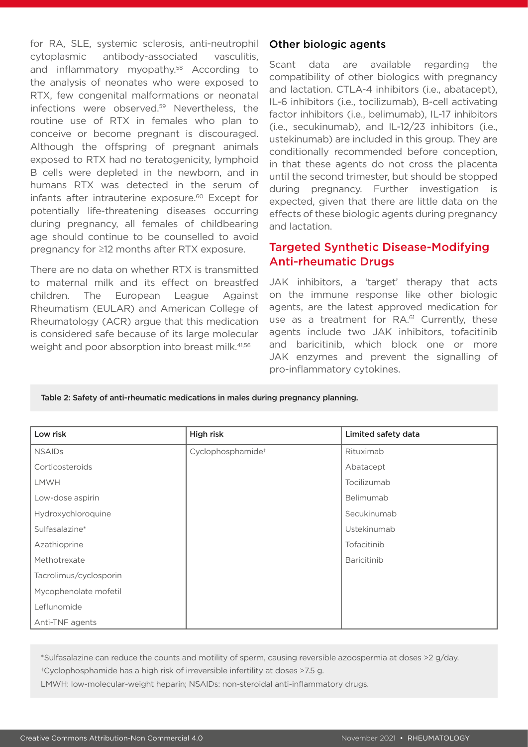for RA, SLE, systemic sclerosis, anti-neutrophil cytoplasmic antibody-associated vasculitis, and inflammatory myopathy.[58] According to the analysis of neonates who were exposed to RTX, few congenital malformations or neonatal infections were observed.[59] Nevertheless, the routine use of RTX in females who plan to conceive or become pregnant is discouraged. Although the offspring of pregnant animals exposed to RTX had no teratogenicity, lymphoid B cells were depleted in the newborn, and in humans RTX was detected in the serum of infants after intrauterine exposure.[60] Except for potentially life-threatening diseases occurring during pregnancy, all females of childbearing age should continue to be counselled to avoid pregnancy for ≥12 months after RTX exposure.

There are no data on whether RTX is transmitted to maternal milk and its effect on breastfed children. The European League Against Rheumatism (EULAR) and American College of Rheumatology (ACR) argue that this medication is considered safe because of its large molecular weight and poor absorption into breast milk.[41,56]

### Other biologic agents

Scant data are available regarding the compatibility of other biologics with pregnancy and lactation. CTLA-4 inhibitors (i.e., abatacept), IL-6 inhibitors (i.e., tocilizumab), B-cell activating factor inhibitors (i.e., belimumab), IL-17 inhibitors (i.e., secukinumab), and IL-12/23 inhibitors (i.e., ustekinumab) are included in this group. They are conditionally recommended before conception, in that these agents do not cross the placenta until the second trimester, but should be stopped during pregnancy. Further investigation is expected, given that there are little data on the effects of these biologic agents during pregnancy and lactation.

## Targeted Synthetic Disease-Modifying Anti-rheumatic Drugs

JAK inhibitors, a 'target' therapy that acts on the immune response like other biologic agents, are the latest approved medication for use as a treatment for RA.[61] Currently, these agents include two JAK inhibitors, tofacitinib and baricitinib, which block one or more JAK enzymes and prevent the signalling of pro-inflammatory cytokines.

Table 2: Safety of anti-rheumatic medications in males during pregnancy planning.

| Low risk | High risk | Limited safety data |
|---|---|---|
| NSAIDs | Cyclophosphamide† | Rituximab |
| Corticosteroids | | Abatacept |
| LMWH | | Tocilizumab |
| Low-dose aspirin | | Belimumab |
| Hydroxychloroquine | | Secukinumab |
| Sulfasalazine* | | Ustekinumab |
| Azathioprine | | Tofacitinib |
| Methotrexate | | Baricitinib |
| Tacrolimus/cyclosporin | | |
| Mycophenolate mofetil | | |
| Leflunomide | | |
| Anti-TNF agents | | |

*Sulfasalazine can reduce the counts and motility of sperm, causing reversible azoospermia at doses >2 g/day.

†Cyclophosphamide has a high risk of irreversible infertility at doses >7.5 g.

LMWH: low-molecular-weight heparin; NSAIDs: non-steroidal anti-inflammatory drugs.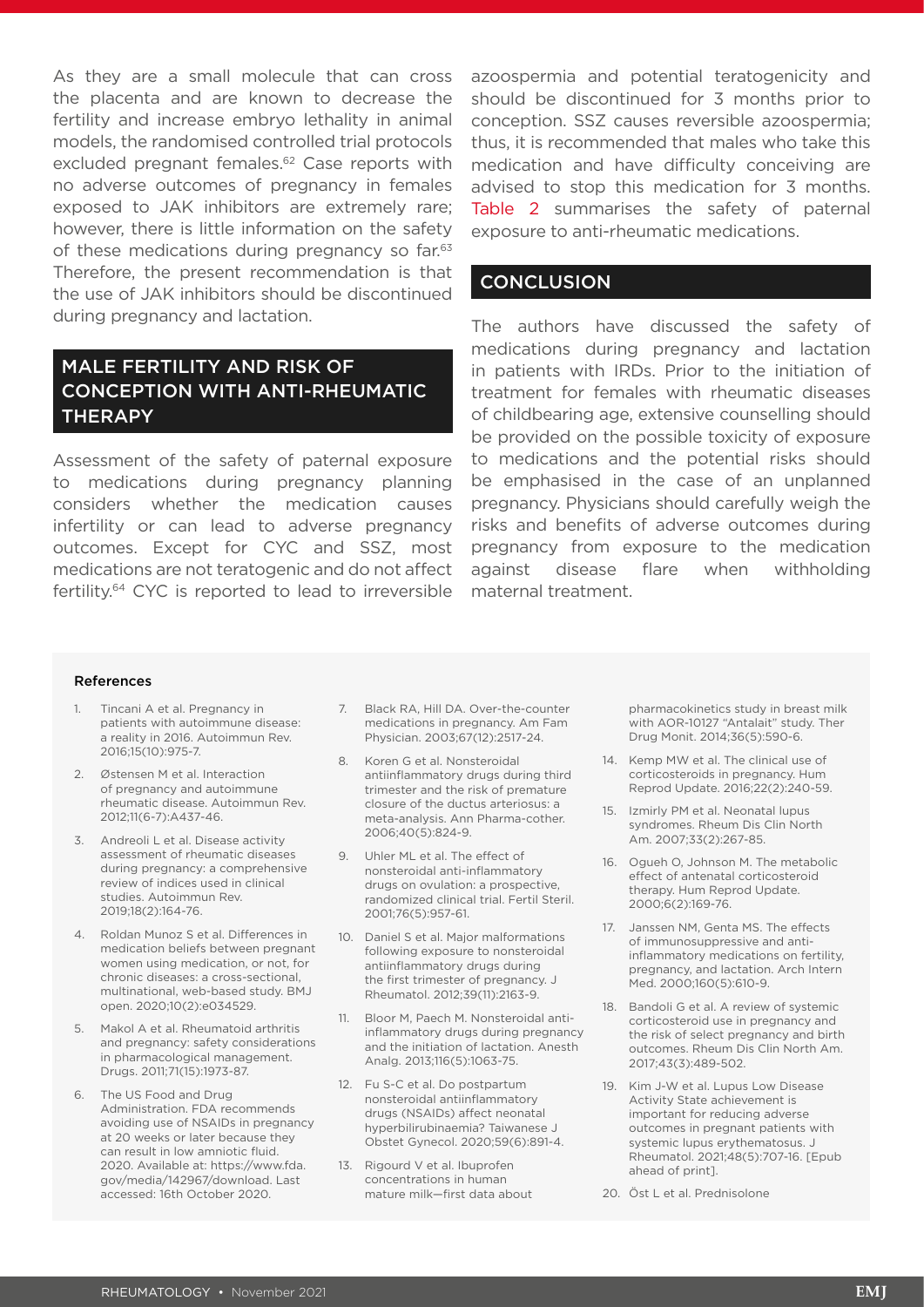As they are a small molecule that can cross the placenta and are known to decrease the fertility and increase embryo lethality in animal models, the randomised controlled trial protocols excluded pregnant females.[62] Case reports with no adverse outcomes of pregnancy in females exposed to JAK inhibitors are extremely rare; however, there is little information on the safety of these medications during pregnancy so far.[63] Therefore, the present recommendation is that the use of JAK inhibitors should be discontinued during pregnancy and lactation.

## MALE FERTILITY AND RISK OF CONCEPTION WITH ANTI-RHEUMATIC THERAPY

Assessment of the safety of paternal exposure to medications during pregnancy planning considers whether the medication causes infertility or can lead to adverse pregnancy outcomes. Except for CYC and SSZ, most medications are not teratogenic and do not affect fertility.[64] CYC is reported to lead to irreversible azoospermia and potential teratogenicity and should be discontinued for 3 months prior to conception. SSZ causes reversible azoospermia; thus, it is recommended that males who take this medication and have difficulty conceiving are advised to stop this medication for 3 months. Table 2 summarises the safety of paternal exposure to anti-rheumatic medications.

## CONCLUSION

The authors have discussed the safety of medications during pregnancy and lactation in patients with IRDs. Prior to the initiation of treatment for females with rheumatic diseases of childbearing age, extensive counselling should be provided on the possible toxicity of exposure to medications and the potential risks should be emphasised in the case of an unplanned pregnancy. Physicians should carefully weigh the risks and benefits of adverse outcomes during pregnancy from exposure to the medication against disease flare when withholding maternal treatment.

### References

1. Tincani A et al. Pregnancy in patients with autoimmune disease: a reality in 2016. Autoimmun Rev. 2016;15(10):975-7.
2. Østensen M et al. Interaction of pregnancy and autoimmune rheumatic disease. Autoimmun Rev. 2012;11(6-7):A437-46.
3. Andreoli L et al. Disease activity assessment of rheumatic diseases during pregnancy: a comprehensive review of indices used in clinical studies. Autoimmun Rev. 2019;18(2):164-76.
4. Roldan Munoz S et al. Differences in medication beliefs between pregnant women using medication, or not, for chronic diseases: a cross-sectional, multinational, web-based study. BMJ open. 2020;10(2):e034529.
5. Makol A et al. Rheumatoid arthritis and pregnancy: safety considerations in pharmacological management. Drugs. 2011;71(15):1973-87.
6. The US Food and Drug Administration. FDA recommends avoiding use of NSAIDs in pregnancy at 20 weeks or later because they can result in low amniotic fluid. 2020. Available at: https://www.fda.gov/media/142967/download. Last accessed: 16th October 2020.
7. Black RA, Hill DA. Over-the-counter medications in pregnancy. Am Fam Physician. 2003;67(12):2517-24.
8. Koren G et al. Nonsteroidal antiinflammatory drugs during third trimester and the risk of premature closure of the ductus arteriosus: a meta-analysis. Ann Pharma-cother. 2006;40(5):824-9.
9. Uhler ML et al. The effect of nonsteroidal anti-inflammatory drugs on ovulation: a prospective, randomized clinical trial. Fertil Steril. 2001;76(5):957-61.
10. Daniel S et al. Major malformations following exposure to nonsteroidal antiinflammatory drugs during the first trimester of pregnancy. J Rheumatol. 2012;39(11):2163-9.
11. Bloor M, Paech M. Nonsteroidal anti-inflammatory drugs during pregnancy and the initiation of lactation. Anesth Analg. 2013;116(5):1063-75.
12. Fu S-C et al. Do postpartum nonsteroidal antiinflammatory drugs (NSAIDs) affect neonatal hyperbilirubinaemia? Taiwanese J Obstet Gynecol. 2020;59(6):891-4.
13. Rigourd V et al. Ibuprofen concentrations in human mature milk—first data about pharmacokinetics study in breast milk with AOR-10127 "Antalait" study. Ther Drug Monit. 2014;36(5):590-6.
14. Kemp MW et al. The clinical use of corticosteroids in pregnancy. Hum Reprod Update. 2016;22(2):240-59.
15. Izmirly PM et al. Neonatal lupus syndromes. Rheum Dis Clin North Am. 2007;33(2):267-85.
16. Ogueh O, Johnson M. The metabolic effect of antenatal corticosteroid therapy. Hum Reprod Update. 2000;6(2):169-76.
17. Janssen NM, Genta MS. The effects of immunosuppressive and anti-inflammatory medications on fertility, pregnancy, and lactation. Arch Intern Med. 2000;160(5):610-9.
18. Bandoli G et al. A review of systemic corticosteroid use in pregnancy and the risk of select pregnancy and birth outcomes. Rheum Dis Clin North Am. 2017;43(3):489-502.
19. Kim J-W et al. Lupus Low Disease Activity State achievement is important for reducing adverse outcomes in pregnant patients with systemic lupus erythematosus. J Rheumatol. 2021;48(5):707-16. [Epub ahead of print].
20. Öst L et al. Prednisolone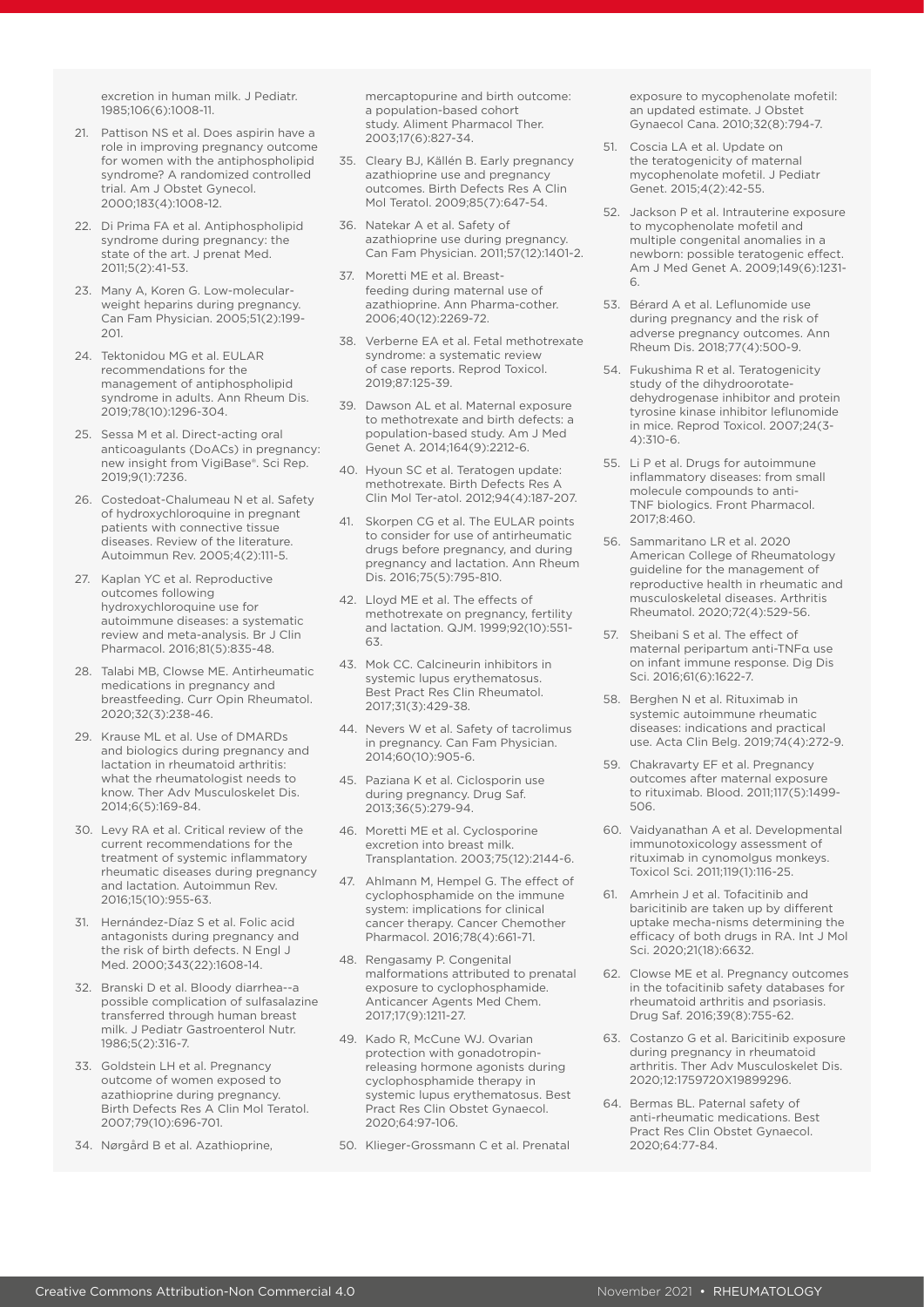excretion in human milk. J Pediatr. 1985;106(6):1008-11.

21. Pattison NS et al. Does aspirin have a role in improving pregnancy outcome for women with the antiphospholipid syndrome? A randomized controlled trial. Am J Obstet Gynecol. 2000;183(4):1008-12.
22. Di Prima FA et al. Antiphospholipid syndrome during pregnancy: the state of the art. J prenat Med. 2011;5(2):41-53.
23. Many A, Koren G. Low-molecular-weight heparins during pregnancy. Can Fam Physician. 2005;51(2):199-201.
24. Tektonidou MG et al. EULAR recommendations for the management of antiphospholipid syndrome in adults. Ann Rheum Dis. 2019;78(10):1296-304.
25. Sessa M et al. Direct-acting oral anticoagulants (DoACs) in pregnancy: new insight from VigiBase®. Sci Rep. 2019;9(1):7236.
26. Costedoat-Chalumeau N et al. Safety of hydroxychloroquine in pregnant patients with connective tissue diseases. Review of the literature. Autoimmun Rev. 2005;4(2):111-5.
27. Kaplan YC et al. Reproductive outcomes following hydroxychloroquine use for autoimmune diseases: a systematic review and meta-analysis. Br J Clin Pharmacol. 2016;81(5):835-48.
28. Talabi MB, Clowse ME. Antirheumatic medications in pregnancy and breastfeeding. Curr Opin Rheumatol. 2020;32(3):238-46.
29. Krause ML et al. Use of DMARDs and biologics during pregnancy and lactation in rheumatoid arthritis: what the rheumatologist needs to know. Ther Adv Musculoskelet Dis. 2014;6(5):169-84.
30. Levy RA et al. Critical review of the current recommendations for the treatment of systemic inflammatory rheumatic diseases during pregnancy and lactation. Autoimmun Rev. 2016;15(10):955-63.
31. Hernández-Díaz S et al. Folic acid antagonists during pregnancy and the risk of birth defects. N Engl J Med. 2000;343(22):1608-14.
32. Branski D et al. Bloody diarrhea--a possible complication of sulfasalazine transferred through human breast milk. J Pediatr Gastroenterol Nutr. 1986;5(2):316-7.
33. Goldstein LH et al. Pregnancy outcome of women exposed to azathioprine during pregnancy. Birth Defects Res A Clin Mol Teratol. 2007;79(10):696-701.
34. Nørgård B et al. Azathioprine, mercaptopurine and birth outcome: a population-based cohort study. Aliment Pharmacol Ther. 2003;17(6):827-34.
35. Cleary BJ, Källén B. Early pregnancy azathioprine use and pregnancy outcomes. Birth Defects Res A Clin Mol Teratol. 2009;85(7):647-54.
36. Natekar A et al. Safety of azathioprine use during pregnancy. Can Fam Physician. 2011;57(12):1401-2.
37. Moretti ME et al. Breast-feeding during maternal use of azathioprine. Ann Pharma-cother. 2006;40(12):2269-72.
38. Verberne EA et al. Fetal methotrexate syndrome: a systematic review of case reports. Reprod Toxicol. 2019;87:125-39.
39. Dawson AL et al. Maternal exposure to methotrexate and birth defects: a population-based study. Am J Med Genet A. 2014;164(9):2212-6.
40. Hyoun SC et al. Teratogen update: methotrexate. Birth Defects Res A Clin Mol Ter-atol. 2012;94(4):187-207.
41. Skorpen CG et al. The EULAR points to consider for use of antirheumatic drugs before pregnancy, and during pregnancy and lactation. Ann Rheum Dis. 2016;75(5):795-810.
42. Lloyd ME et al. The effects of methotrexate on pregnancy, fertility and lactation. QJM. 1999;92(10):551-63.
43. Mok CC. Calcineurin inhibitors in systemic lupus erythematosus. Best Pract Res Clin Rheumatol. 2017;31(3):429-38.
44. Nevers W et al. Safety of tacrolimus in pregnancy. Can Fam Physician. 2014;60(10):905-6.
45. Paziana K et al. Ciclosporin use during pregnancy. Drug Saf. 2013;36(5):279-94.
46. Moretti ME et al. Cyclosporine excretion into breast milk. Transplantation. 2003;75(12):2144-6.
47. Ahlmann M, Hempel G. The effect of cyclophosphamide on the immune system: implications for clinical cancer therapy. Cancer Chemother Pharmacol. 2016;78(4):661-71.
48. Rengasamy P. Congenital malformations attributed to prenatal exposure to cyclophosphamide. Anticancer Agents Med Chem. 2017;17(9):1211-27.
49. Kado R, McCune WJ. Ovarian protection with gonadotropin-releasing hormone agonists during cyclophosphamide therapy in systemic lupus erythematosus. Best Pract Res Clin Obstet Gynaecol. 2020;64:97-106.
50. Klieger-Grossmann C et al. Prenatal exposure to mycophenolate mofetil: an updated estimate. J Obstet Gynaecol Cana. 2010;32(8):794-7.
51. Coscia LA et al. Update on the teratogenicity of maternal mycophenolate mofetil. J Pediatr Genet. 2015;4(2):42-55.
52. Jackson P et al. Intrauterine exposure to mycophenolate mofetil and multiple congenital anomalies in a newborn: possible teratogenic effect. Am J Med Genet A. 2009;149(6):1231-6.
53. Bérard A et al. Leflunomide use during pregnancy and the risk of adverse pregnancy outcomes. Ann Rheum Dis. 2018;77(4):500-9.
54. Fukushima R et al. Teratogenicity study of the dihydroorotate-dehydrogenase inhibitor and protein tyrosine kinase inhibitor leflunomide in mice. Reprod Toxicol. 2007;24(3-4):310-6.
55. Li P et al. Drugs for autoimmune inflammatory diseases: from small molecule compounds to anti-TNF biologics. Front Pharmacol. 2017;8:460.
56. Sammaritano LR et al. 2020 American College of Rheumatology guideline for the management of reproductive health in rheumatic and musculoskeletal diseases. Arthritis Rheumatol. 2020;72(4):529-56.
57. Sheibani S et al. The effect of maternal peripartum anti-TNFα use on infant immune response. Dig Dis Sci. 2016;61(6):1622-7.
58. Berghen N et al. Rituximab in systemic autoimmune rheumatic diseases: indications and practical use. Acta Clin Belg. 2019;74(4):272-9.
59. Chakravarty EF et al. Pregnancy outcomes after maternal exposure to rituximab. Blood. 2011;117(5):1499-506.
60. Vaidyanathan A et al. Developmental immunotoxicology assessment of rituximab in cynomolgus monkeys. Toxicol Sci. 2011;119(1):116-25.
61. Amrhein J et al. Tofacitinib and baricitinib are taken up by different uptake mecha-nisms determining the efficacy of both drugs in RA. Int J Mol Sci. 2020;21(18):6632.
62. Clowse ME et al. Pregnancy outcomes in the tofacitinib safety databases for rheumatoid arthritis and psoriasis. Drug Saf. 2016;39(8):755-62.
63. Costanzo G et al. Baricitinib exposure during pregnancy in rheumatoid arthritis. Ther Adv Musculoskelet Dis. 2020;12:1759720X19899296.
64. Bermas BL. Paternal safety of anti-rheumatic medications. Best Pract Res Clin Obstet Gynaecol. 2020;64:77-84.